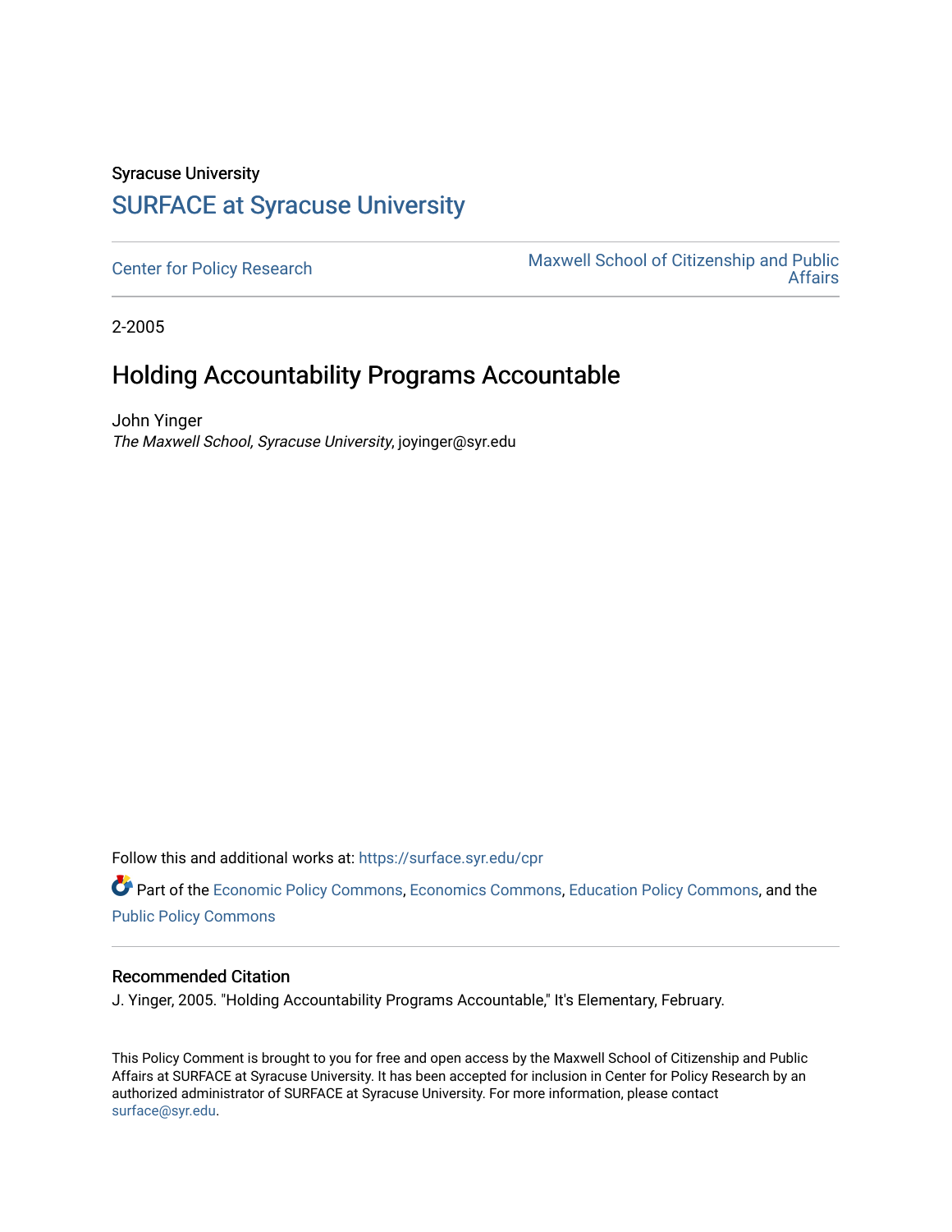Syracuse University

## SURFACE at Syracuse University

Center for Policy Research

Maxwell School of Citizenship and Public Affairs

2-2005

# Holding Accountability Programs Accountable

John Yinger

*The Maxwell School, Syracuse University*, joyinger@syr.edu

Follow this and additional works at: https://surface.syr.edu/cpr

Part of the Economic Policy Commons, Economics Commons, Education Policy Commons, and the Public Policy Commons

### Recommended Citation

J. Yinger, 2005. "Holding Accountability Programs Accountable," It's Elementary, February.

This Policy Comment is brought to you for free and open access by the Maxwell School of Citizenship and Public Affairs at SURFACE at Syracuse University. It has been accepted for inclusion in Center for Policy Research by an authorized administrator of SURFACE at Syracuse University. For more information, please contact surface@syr.edu.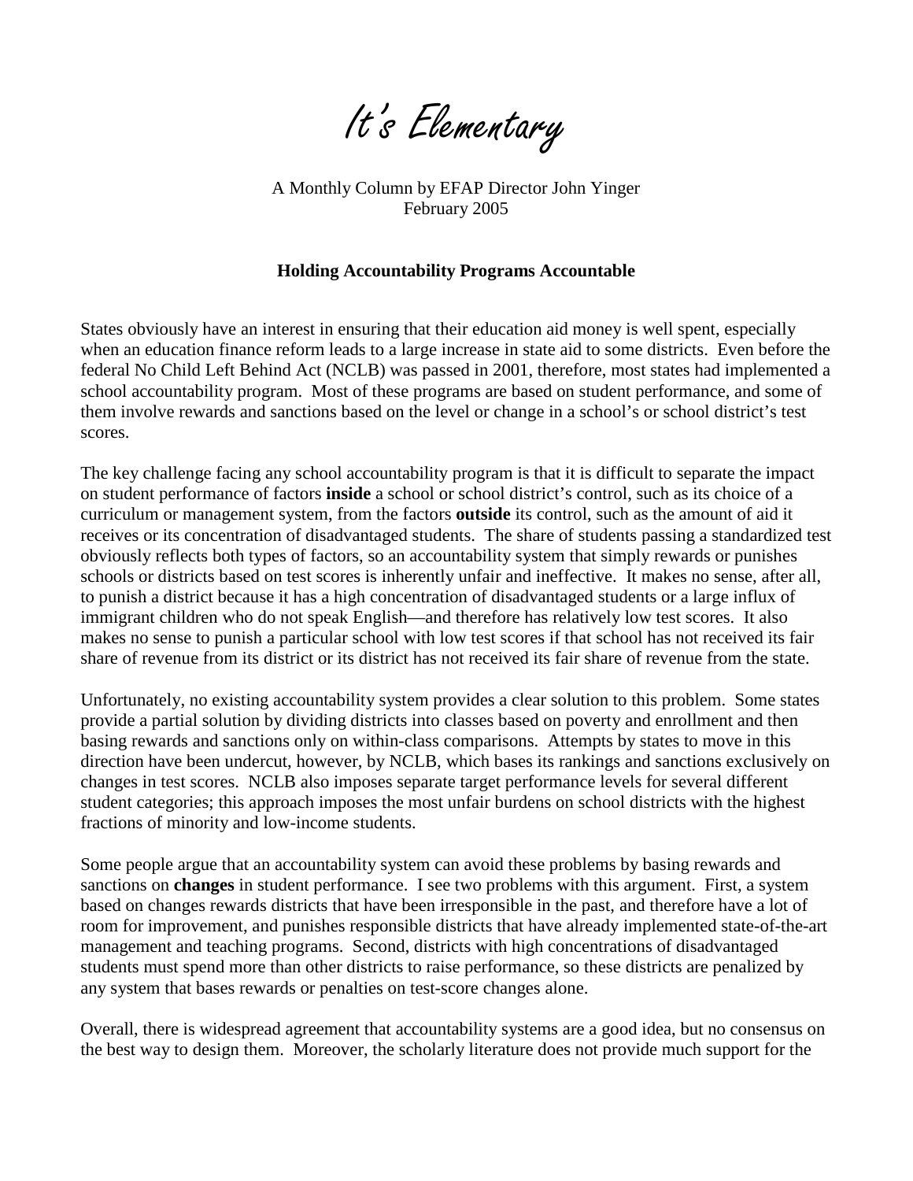# It's Elementary

A Monthly Column by EFAP Director John Yinger
February 2005

**Holding Accountability Programs Accountable**

States obviously have an interest in ensuring that their education aid money is well spent, especially when an education finance reform leads to a large increase in state aid to some districts. Even before the federal No Child Left Behind Act (NCLB) was passed in 2001, therefore, most states had implemented a school accountability program. Most of these programs are based on student performance, and some of them involve rewards and sanctions based on the level or change in a school's or school district's test scores.

The key challenge facing any school accountability program is that it is difficult to separate the impact on student performance of factors **inside** a school or school district's control, such as its choice of a curriculum or management system, from the factors **outside** its control, such as the amount of aid it receives or its concentration of disadvantaged students. The share of students passing a standardized test obviously reflects both types of factors, so an accountability system that simply rewards or punishes schools or districts based on test scores is inherently unfair and ineffective. It makes no sense, after all, to punish a district because it has a high concentration of disadvantaged students or a large influx of immigrant children who do not speak English—and therefore has relatively low test scores. It also makes no sense to punish a particular school with low test scores if that school has not received its fair share of revenue from its district or its district has not received its fair share of revenue from the state.

Unfortunately, no existing accountability system provides a clear solution to this problem. Some states provide a partial solution by dividing districts into classes based on poverty and enrollment and then basing rewards and sanctions only on within-class comparisons. Attempts by states to move in this direction have been undercut, however, by NCLB, which bases its rankings and sanctions exclusively on changes in test scores. NCLB also imposes separate target performance levels for several different student categories; this approach imposes the most unfair burdens on school districts with the highest fractions of minority and low-income students.

Some people argue that an accountability system can avoid these problems by basing rewards and sanctions on **changes** in student performance. I see two problems with this argument. First, a system based on changes rewards districts that have been irresponsible in the past, and therefore have a lot of room for improvement, and punishes responsible districts that have already implemented state-of-the-art management and teaching programs. Second, districts with high concentrations of disadvantaged students must spend more than other districts to raise performance, so these districts are penalized by any system that bases rewards or penalties on test-score changes alone.

Overall, there is widespread agreement that accountability systems are a good idea, but no consensus on the best way to design them. Moreover, the scholarly literature does not provide much support for the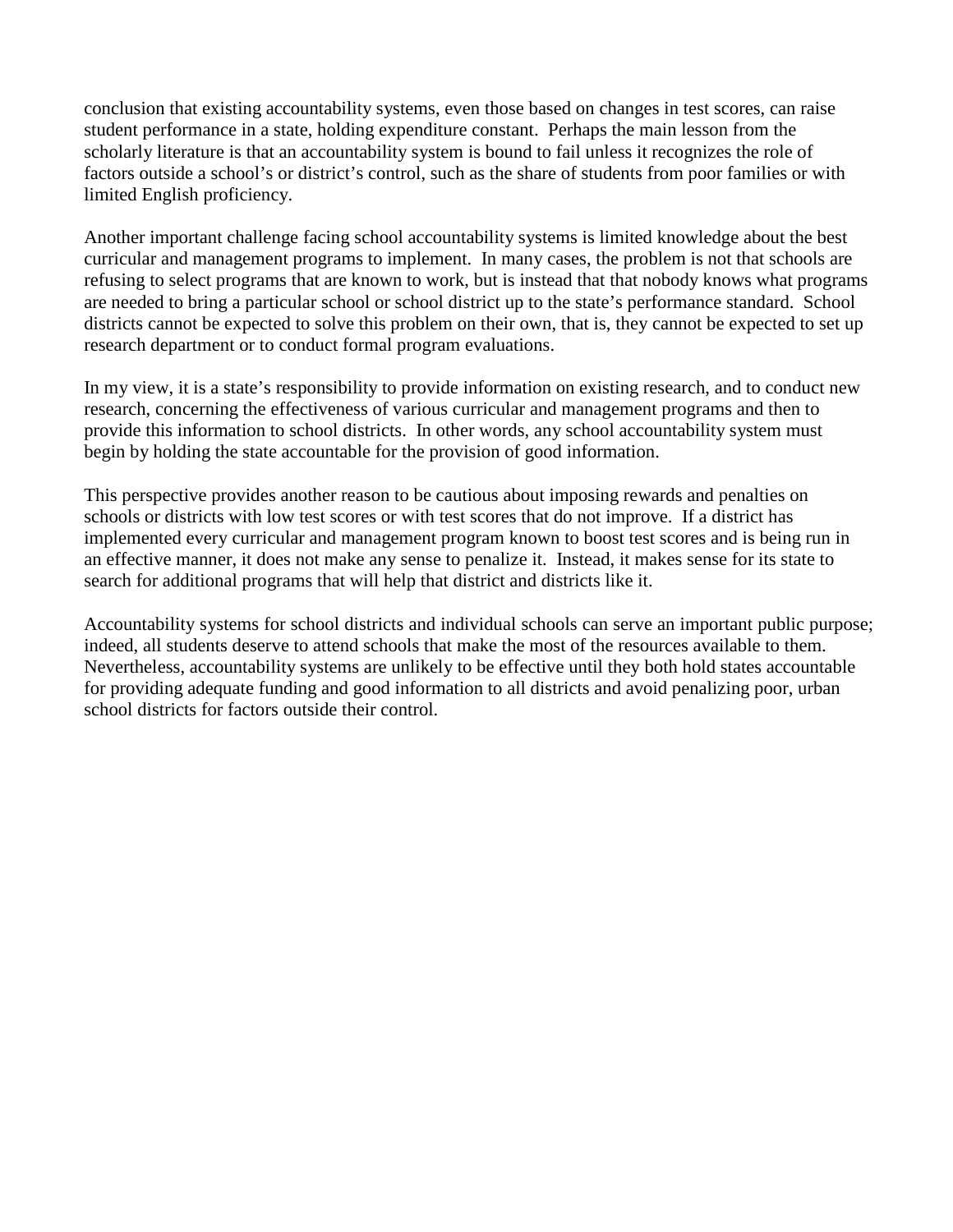conclusion that existing accountability systems, even those based on changes in test scores, can raise student performance in a state, holding expenditure constant. Perhaps the main lesson from the scholarly literature is that an accountability system is bound to fail unless it recognizes the role of factors outside a school's or district's control, such as the share of students from poor families or with limited English proficiency.

Another important challenge facing school accountability systems is limited knowledge about the best curricular and management programs to implement. In many cases, the problem is not that schools are refusing to select programs that are known to work, but is instead that that nobody knows what programs are needed to bring a particular school or school district up to the state's performance standard. School districts cannot be expected to solve this problem on their own, that is, they cannot be expected to set up research department or to conduct formal program evaluations.

In my view, it is a state's responsibility to provide information on existing research, and to conduct new research, concerning the effectiveness of various curricular and management programs and then to provide this information to school districts. In other words, any school accountability system must begin by holding the state accountable for the provision of good information.

This perspective provides another reason to be cautious about imposing rewards and penalties on schools or districts with low test scores or with test scores that do not improve. If a district has implemented every curricular and management program known to boost test scores and is being run in an effective manner, it does not make any sense to penalize it. Instead, it makes sense for its state to search for additional programs that will help that district and districts like it.

Accountability systems for school districts and individual schools can serve an important public purpose; indeed, all students deserve to attend schools that make the most of the resources available to them. Nevertheless, accountability systems are unlikely to be effective until they both hold states accountable for providing adequate funding and good information to all districts and avoid penalizing poor, urban school districts for factors outside their control.